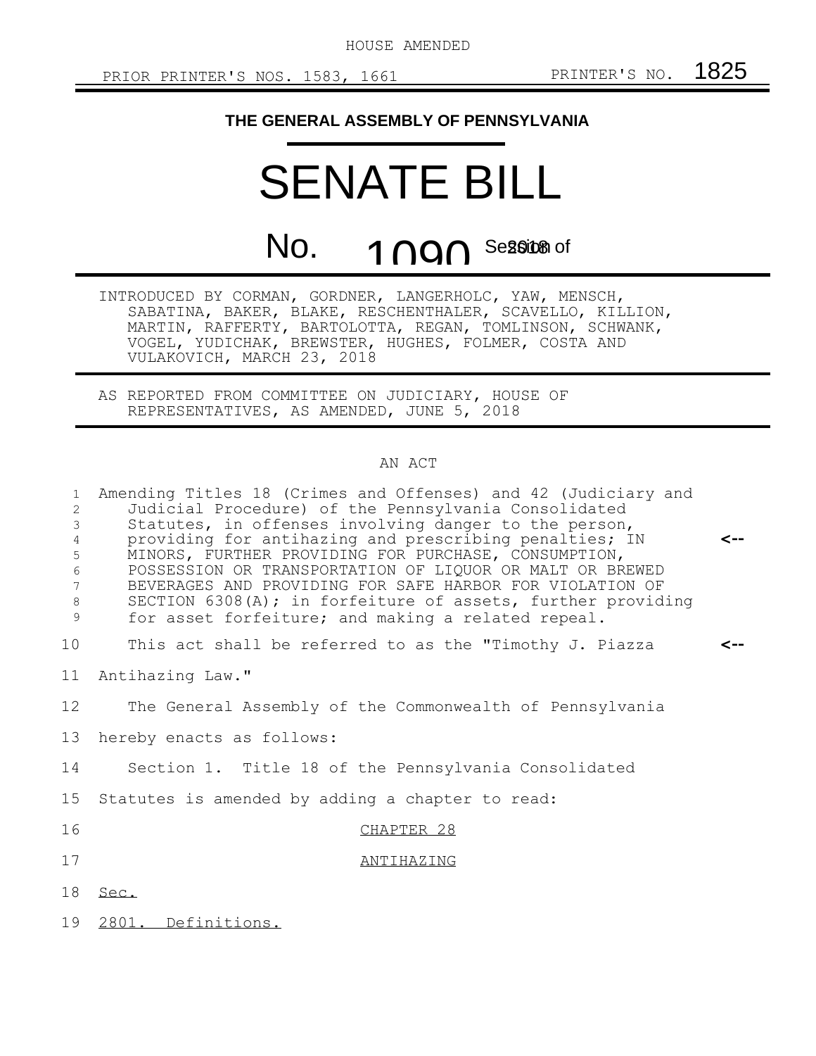HOUSE AMENDED

PRIOR PRINTER'S NOS. 1583, 1661 PRINTER'S NO. 1825

**THE GENERAL ASSEMBLY OF PENNSYLVANIA**

# SENATE BILL

# No. 1090 Session of 2018

INTRODUCED BY CORMAN, GORDNER, LANGERHOLC, YAW, MENSCH, SABATINA, BAKER, BLAKE, RESCHENTHALER, SCAVELLO, KILLION, MARTIN, RAFFERTY, BARTOLOTTA, REGAN, TOMLINSON, SCHWANK, VOGEL, YUDICHAK, BREWSTER, HUGHES, FOLMER, COSTA AND VULAKOVICH, MARCH 23, 2018

AS REPORTED FROM COMMITTEE ON JUDICIARY, HOUSE OF REPRESENTATIVES, AS AMENDED, JUNE 5, 2018

AN ACT

1 Amending Titles 18 (Crimes and Offenses) and 42 (Judiciary and
2 Judicial Procedure) of the Pennsylvania Consolidated
3 Statutes, in offenses involving danger to the person,
4 providing for antihazing and prescribing penalties; IN <--
5 MINORS, FURTHER PROVIDING FOR PURCHASE, CONSUMPTION,
6 POSSESSION OR TRANSPORTATION OF LIQUOR OR MALT OR BREWED
7 BEVERAGES AND PROVIDING FOR SAFE HARBOR FOR VIOLATION OF
8 SECTION 6308(A); in forfeiture of assets, further providing
9 for asset forfeiture; and making a related repeal.

10 This act shall be referred to as the "Timothy J. Piazza <--
11 Antihazing Law."

12 The General Assembly of the Commonwealth of Pennsylvania
13 hereby enacts as follows:

14 Section 1. Title 18 of the Pennsylvania Consolidated
15 Statutes is amended by adding a chapter to read:

16 CHAPTER 28

17 ANTIHAZING

18 Sec.

19 2801. Definitions.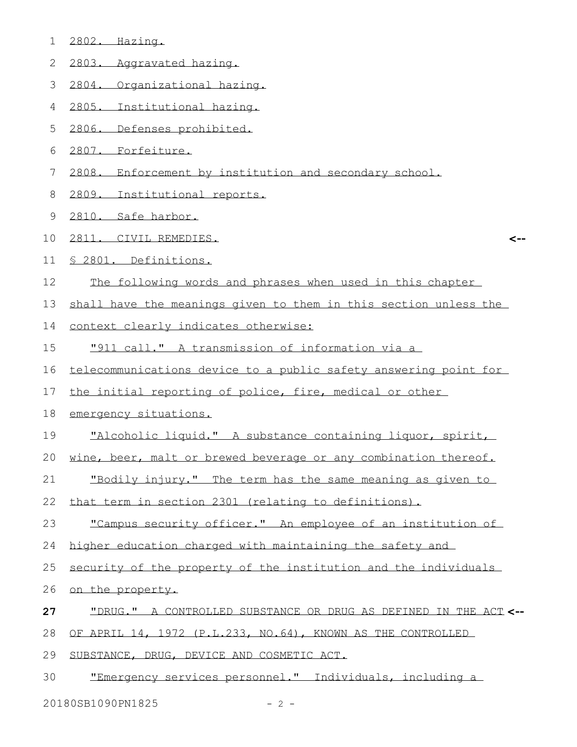2802. Hazing.

2803. Aggravated hazing.

2804. Organizational hazing.

2805. Institutional hazing.

2806. Defenses prohibited.

2807. Forfeiture.

2808. Enforcement by institution and secondary school.

2809. Institutional reports.

2810. Safe harbor.

2811. CIVIL REMEDIES.

§ 2801. Definitions.

The following words and phrases when used in this chapter shall have the meanings given to them in this section unless the context clearly indicates otherwise:

"911 call." A transmission of information via a telecommunications device to a public safety answering point for the initial reporting of police, fire, medical or other emergency situations.

"Alcoholic liquid." A substance containing liquor, spirit, wine, beer, malt or brewed beverage or any combination thereof.

"Bodily injury." The term has the same meaning as given to that term in section 2301 (relating to definitions).

"Campus security officer." An employee of an institution of higher education charged with maintaining the safety and security of the property of the institution and the individuals on the property.

"DRUG." A CONTROLLED SUBSTANCE OR DRUG AS DEFINED IN THE ACT OF APRIL 14, 1972 (P.L.233, NO.64), KNOWN AS THE CONTROLLED SUBSTANCE, DRUG, DEVICE AND COSMETIC ACT.

"Emergency services personnel." Individuals, including a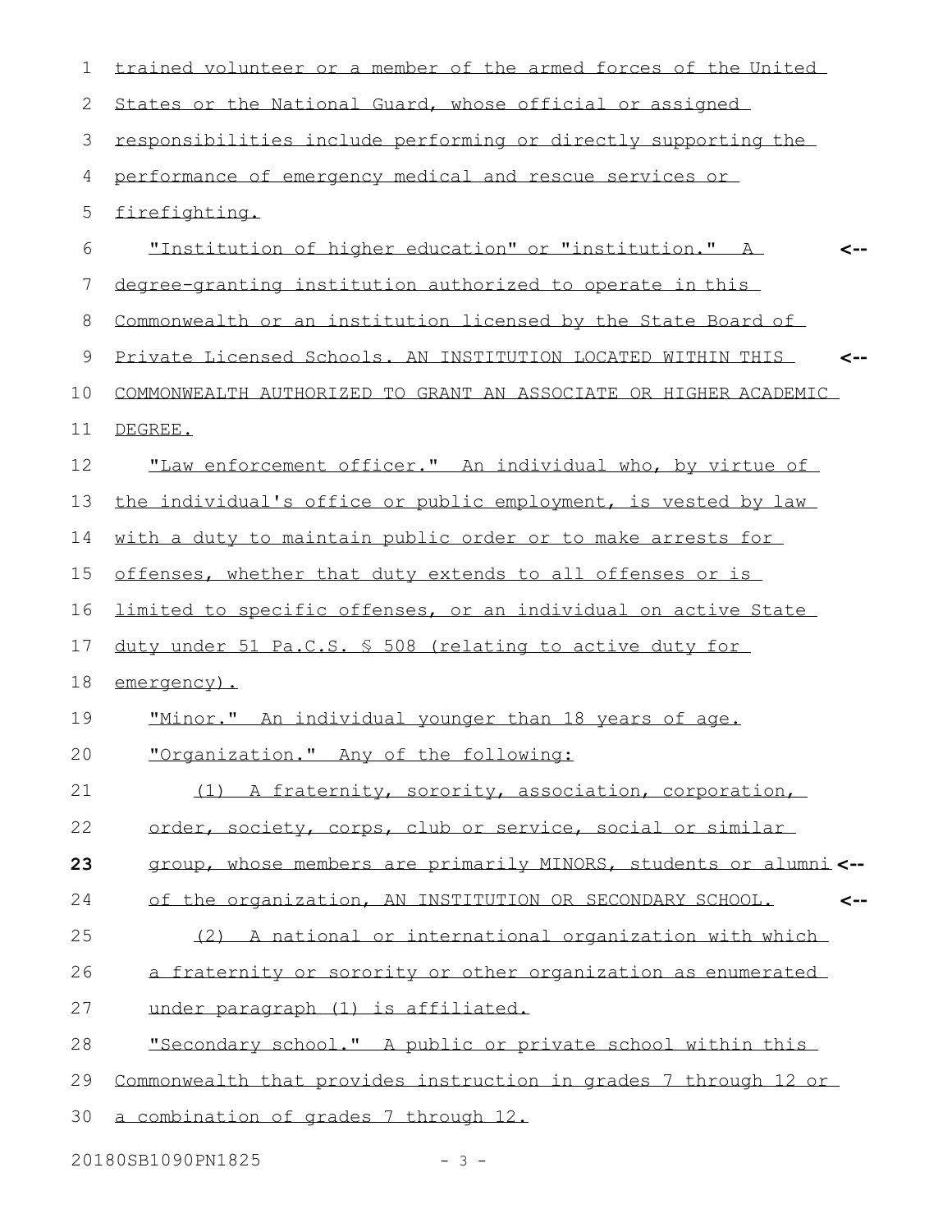trained volunteer or a member of the armed forces of the United States or the National Guard, whose official or assigned responsibilities include performing or directly supporting the performance of emergency medical and rescue services or firefighting.

"Institution of higher education" or "institution." A degree-granting institution authorized to operate in this Commonwealth or an institution licensed by the State Board of Private Licensed Schools. AN INSTITUTION LOCATED WITHIN THIS COMMONWEALTH AUTHORIZED TO GRANT AN ASSOCIATE OR HIGHER ACADEMIC DEGREE.

"Law enforcement officer." An individual who, by virtue of the individual's office or public employment, is vested by law with a duty to maintain public order or to make arrests for offenses, whether that duty extends to all offenses or is limited to specific offenses, or an individual on active State duty under 51 Pa.C.S. § 508 (relating to active duty for emergency).

"Minor." An individual younger than 18 years of age.

"Organization." Any of the following:

(1) A fraternity, sorority, association, corporation, order, society, corps, club or service, social or similar group, whose members are primarily MINORS, students or alumni of the organization, AN INSTITUTION OR SECONDARY SCHOOL.

(2) A national or international organization with which a fraternity or sorority or other organization as enumerated under paragraph (1) is affiliated.

"Secondary school." A public or private school within this Commonwealth that provides instruction in grades 7 through 12 or a combination of grades 7 through 12.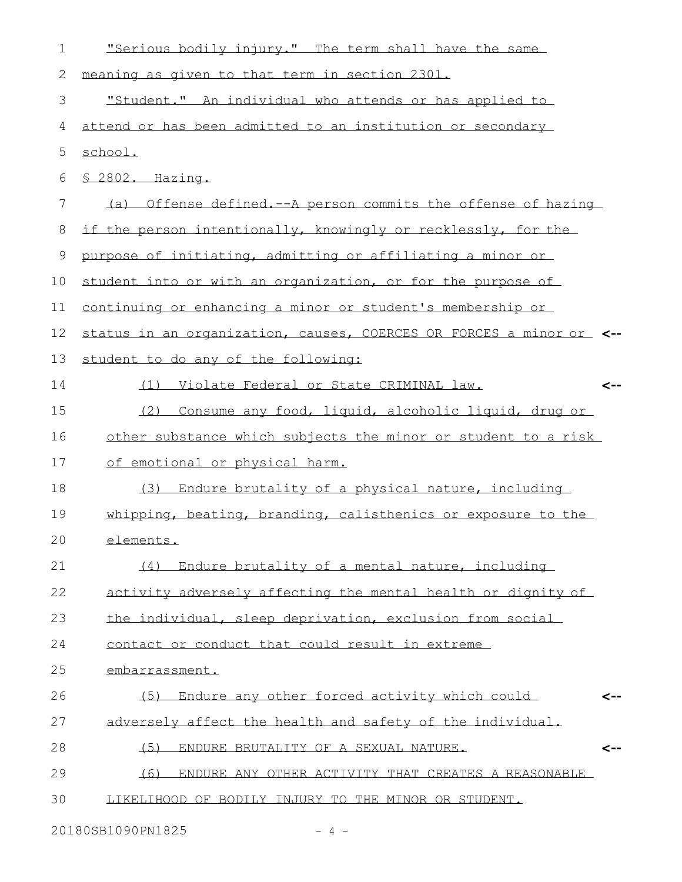"Serious bodily injury." The term shall have the same meaning as given to that term in section 2301.

"Student." An individual who attends or has applied to attend or has been admitted to an institution or secondary school.

§ 2802. Hazing.

(a) Offense defined.--A person commits the offense of hazing if the person intentionally, knowingly or recklessly, for the purpose of initiating, admitting or affiliating a minor or student into or with an organization, or for the purpose of continuing or enhancing a minor or student's membership or status in an organization, causes, COERCES OR FORCES a minor or student to do any of the following:

(1) Violate Federal or State CRIMINAL law.

(2) Consume any food, liquid, alcoholic liquid, drug or other substance which subjects the minor or student to a risk of emotional or physical harm.

(3) Endure brutality of a physical nature, including whipping, beating, branding, calisthenics or exposure to the elements.

(4) Endure brutality of a mental nature, including activity adversely affecting the mental health or dignity of the individual, sleep deprivation, exclusion from social contact or conduct that could result in extreme embarrassment.

(5) Endure any other forced activity which could adversely affect the health and safety of the individual.

(5) ENDURE BRUTALITY OF A SEXUAL NATURE.

(6) ENDURE ANY OTHER ACTIVITY THAT CREATES A REASONABLE LIKELIHOOD OF BODILY INJURY TO THE MINOR OR STUDENT.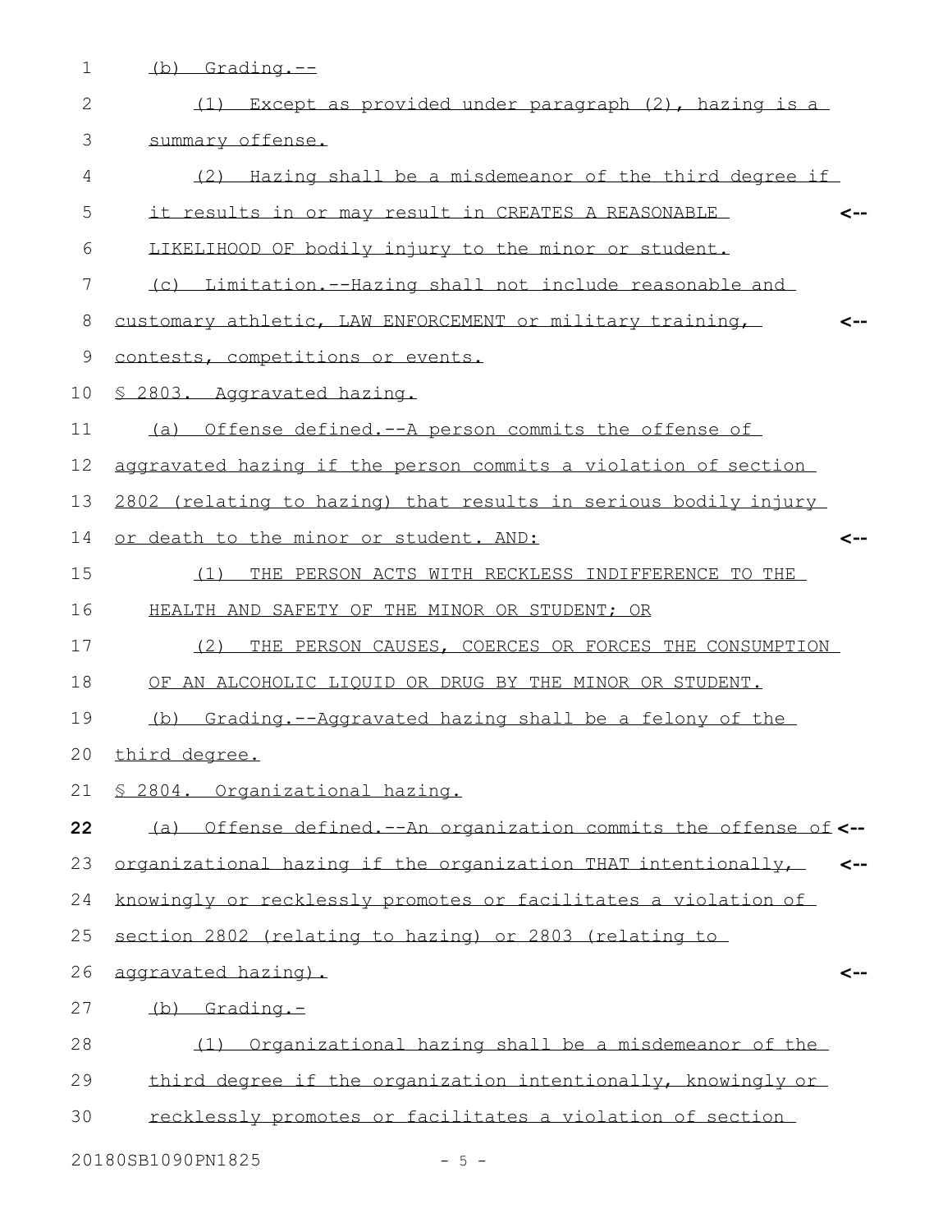(b) Grading.--

(1) Except as provided under paragraph (2), hazing is a summary offense.

(2) Hazing shall be a misdemeanor of the third degree if it results in or may result in CREATES A REASONABLE LIKELIHOOD OF bodily injury to the minor or student.

(c) Limitation.--Hazing shall not include reasonable and customary athletic, LAW ENFORCEMENT or military training, contests, competitions or events.

§ 2803. Aggravated hazing.

(a) Offense defined.--A person commits the offense of aggravated hazing if the person commits a violation of section 2802 (relating to hazing) that results in serious bodily injury or death to the minor or student. AND:

(1) THE PERSON ACTS WITH RECKLESS INDIFFERENCE TO THE HEALTH AND SAFETY OF THE MINOR OR STUDENT; OR

(2) THE PERSON CAUSES, COERCES OR FORCES THE CONSUMPTION OF AN ALCOHOLIC LIQUID OR DRUG BY THE MINOR OR STUDENT.

(b) Grading.--Aggravated hazing shall be a felony of the third degree.

§ 2804. Organizational hazing.

(a) Offense defined.--An organization commits the offense of organizational hazing if the organization THAT intentionally, knowingly or recklessly promotes or facilitates a violation of section 2802 (relating to hazing) or 2803 (relating to aggravated hazing).

(b) Grading.-

(1) Organizational hazing shall be a misdemeanor of the third degree if the organization intentionally, knowingly or recklessly promotes or facilitates a violation of section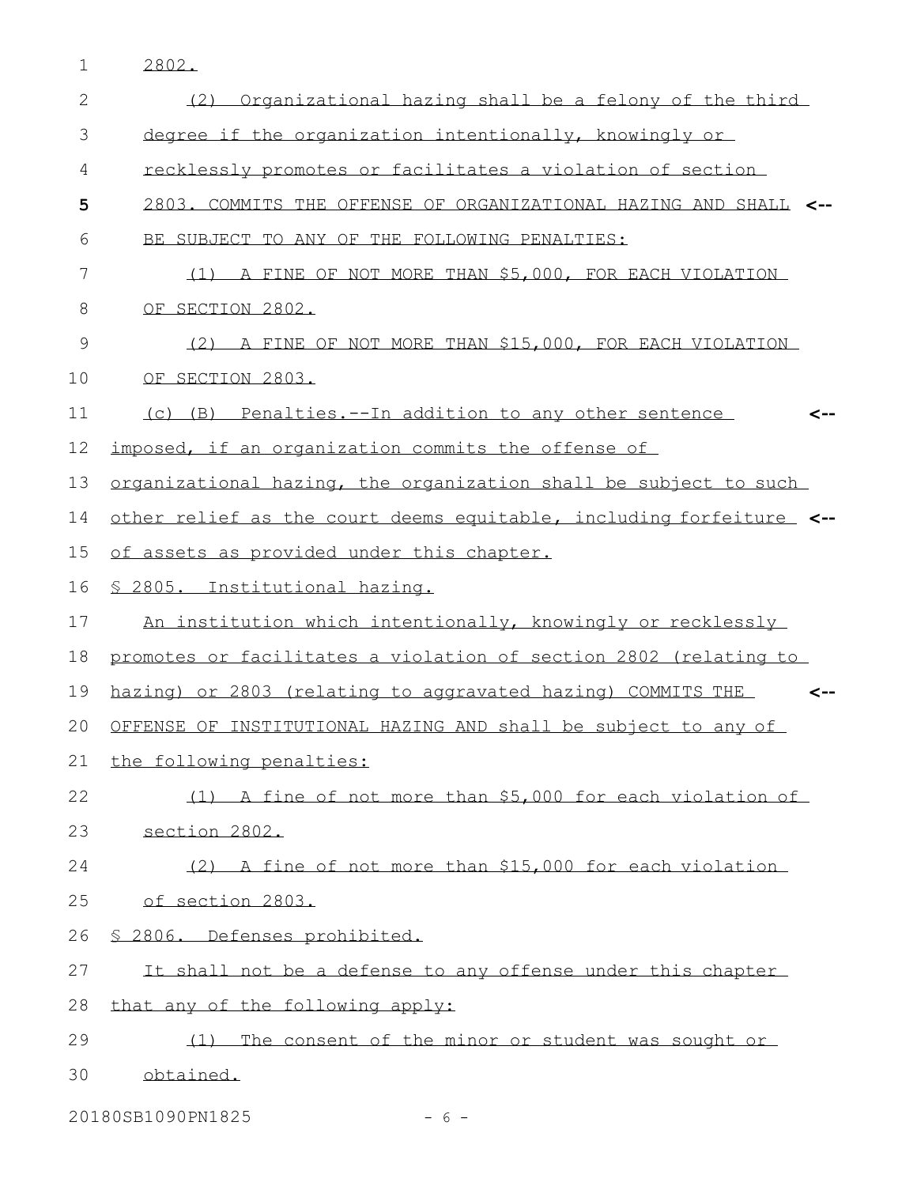2802.

(2) Organizational hazing shall be a felony of the third degree if the organization intentionally, knowingly or recklessly promotes or facilitates a violation of section 2803. COMMITS THE OFFENSE OF ORGANIZATIONAL HAZING AND SHALL BE SUBJECT TO ANY OF THE FOLLOWING PENALTIES:

(1) A FINE OF NOT MORE THAN $5,000, FOR EACH VIOLATION OF SECTION 2802.

(2) A FINE OF NOT MORE THAN $15,000, FOR EACH VIOLATION OF SECTION 2803.

(c) (B) Penalties.--In addition to any other sentence imposed, if an organization commits the offense of organizational hazing, the organization shall be subject to such other relief as the court deems equitable, including forfeiture of assets as provided under this chapter.

§ 2805. Institutional hazing.

An institution which intentionally, knowingly or recklessly promotes or facilitates a violation of section 2802 (relating to hazing) or 2803 (relating to aggravated hazing) COMMITS THE OFFENSE OF INSTITUTIONAL HAZING AND shall be subject to any of the following penalties:

(1) A fine of not more than $5,000 for each violation of section 2802.

(2) A fine of not more than $15,000 for each violation of section 2803.

§ 2806. Defenses prohibited.

It shall not be a defense to any offense under this chapter that any of the following apply:

(1) The consent of the minor or student was sought or obtained.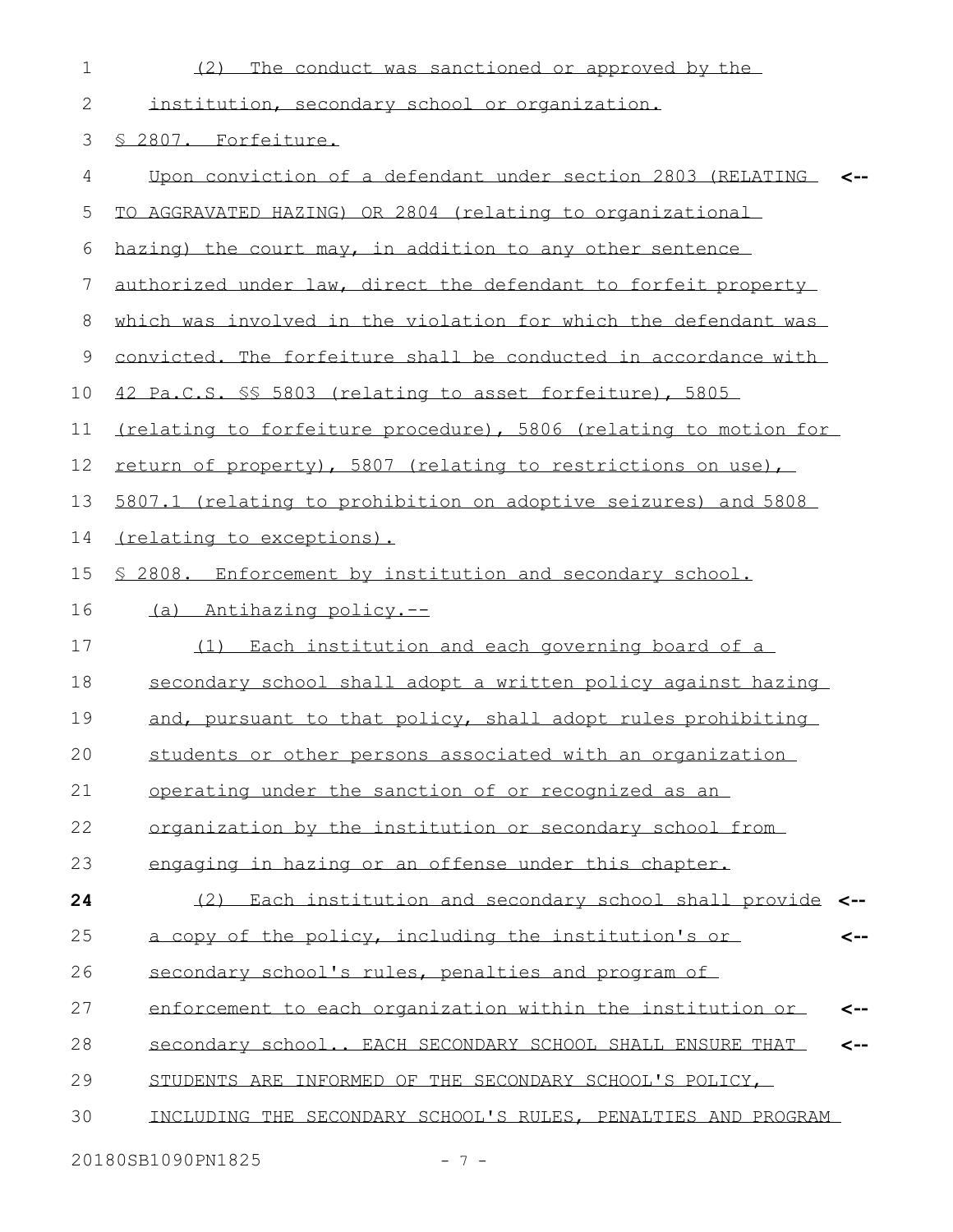(2) The conduct was sanctioned or approved by the institution, secondary school or organization.

§ 2807. Forfeiture.

Upon conviction of a defendant under section 2803 (RELATING TO AGGRAVATED HAZING) OR 2804 (relating to organizational hazing) the court may, in addition to any other sentence authorized under law, direct the defendant to forfeit property which was involved in the violation for which the defendant was convicted. The forfeiture shall be conducted in accordance with 42 Pa.C.S. §§ 5803 (relating to asset forfeiture), 5805 (relating to forfeiture procedure), 5806 (relating to motion for return of property), 5807 (relating to restrictions on use), 5807.1 (relating to prohibition on adoptive seizures) and 5808 (relating to exceptions).

§ 2808. Enforcement by institution and secondary school.

(a) Antihazing policy.--

(1) Each institution and each governing board of a secondary school shall adopt a written policy against hazing and, pursuant to that policy, shall adopt rules prohibiting students or other persons associated with an organization operating under the sanction of or recognized as an organization by the institution or secondary school from engaging in hazing or an offense under this chapter.

(2) Each institution and secondary school shall provide a copy of the policy, including the institution's or secondary school's rules, penalties and program of enforcement to each organization within the institution or secondary school.. EACH SECONDARY SCHOOL SHALL ENSURE THAT STUDENTS ARE INFORMED OF THE SECONDARY SCHOOL'S POLICY, INCLUDING THE SECONDARY SCHOOL'S RULES, PENALTIES AND PROGRAM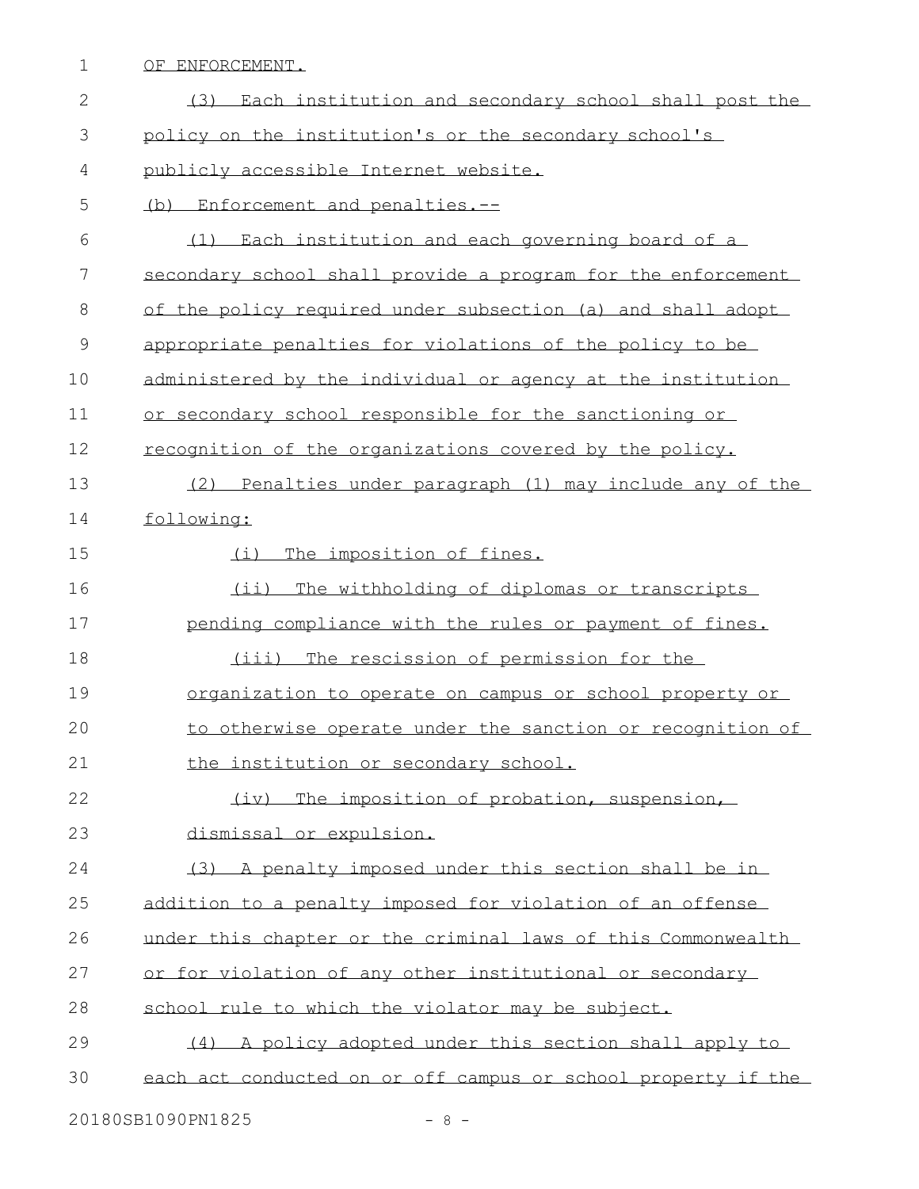OF ENFORCEMENT.

(3) Each institution and secondary school shall post the policy on the institution's or the secondary school's publicly accessible Internet website.

(b) Enforcement and penalties.--

(1) Each institution and each governing board of a secondary school shall provide a program for the enforcement of the policy required under subsection (a) and shall adopt appropriate penalties for violations of the policy to be administered by the individual or agency at the institution or secondary school responsible for the sanctioning or recognition of the organizations covered by the policy.

(2) Penalties under paragraph (1) may include any of the following:

(i) The imposition of fines.

(ii) The withholding of diplomas or transcripts pending compliance with the rules or payment of fines.

(iii) The rescission of permission for the organization to operate on campus or school property or to otherwise operate under the sanction or recognition of the institution or secondary school.

(iv) The imposition of probation, suspension, dismissal or expulsion.

(3) A penalty imposed under this section shall be in addition to a penalty imposed for violation of an offense under this chapter or the criminal laws of this Commonwealth or for violation of any other institutional or secondary school rule to which the violator may be subject.

(4) A policy adopted under this section shall apply to each act conducted on or off campus or school property if the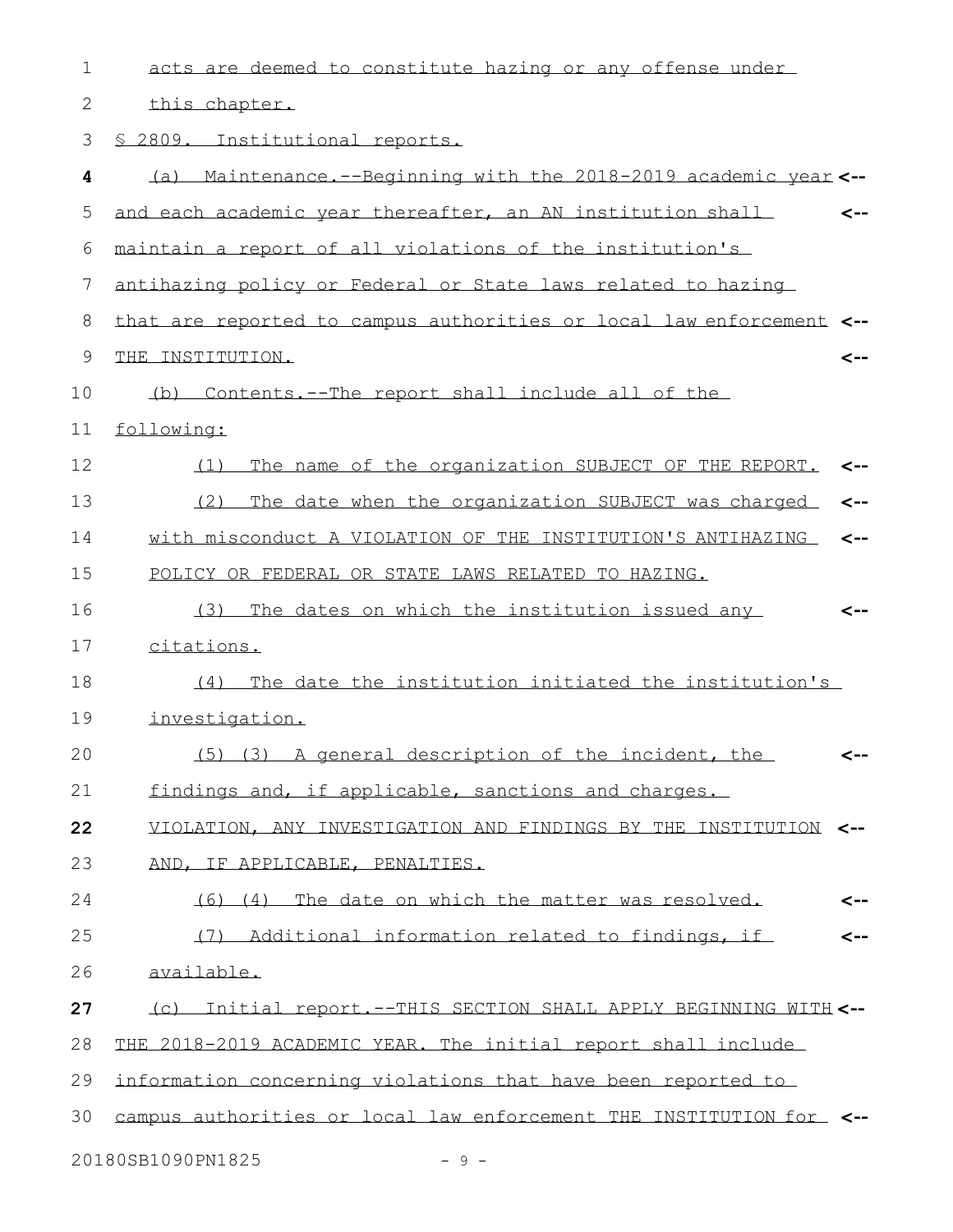acts are deemed to constitute hazing or any offense under this chapter.

§ 2809. Institutional reports.

(a) Maintenance.--Beginning with the 2018-2019 academic year and each academic year thereafter, an AN institution shall maintain a report of all violations of the institution's antihazing policy or Federal or State laws related to hazing that are reported to campus authorities or local law enforcement THE INSTITUTION.

(b) Contents.--The report shall include all of the following:

(1) The name of the organization SUBJECT OF THE REPORT.

(2) The date when the organization SUBJECT was charged with misconduct A VIOLATION OF THE INSTITUTION'S ANTIHAZING POLICY OR FEDERAL OR STATE LAWS RELATED TO HAZING.

(3) The dates on which the institution issued any citations.

(4) The date the institution initiated the institution's investigation.

(5) (3) A general description of the incident, the findings and, if applicable, sanctions and charges. VIOLATION, ANY INVESTIGATION AND FINDINGS BY THE INSTITUTION AND, IF APPLICABLE, PENALTIES.

(6) (4) The date on which the matter was resolved.

(7) Additional information related to findings, if available.

(c) Initial report.--THIS SECTION SHALL APPLY BEGINNING WITH THE 2018-2019 ACADEMIC YEAR. The initial report shall include information concerning violations that have been reported to campus authorities or local law enforcement THE INSTITUTION for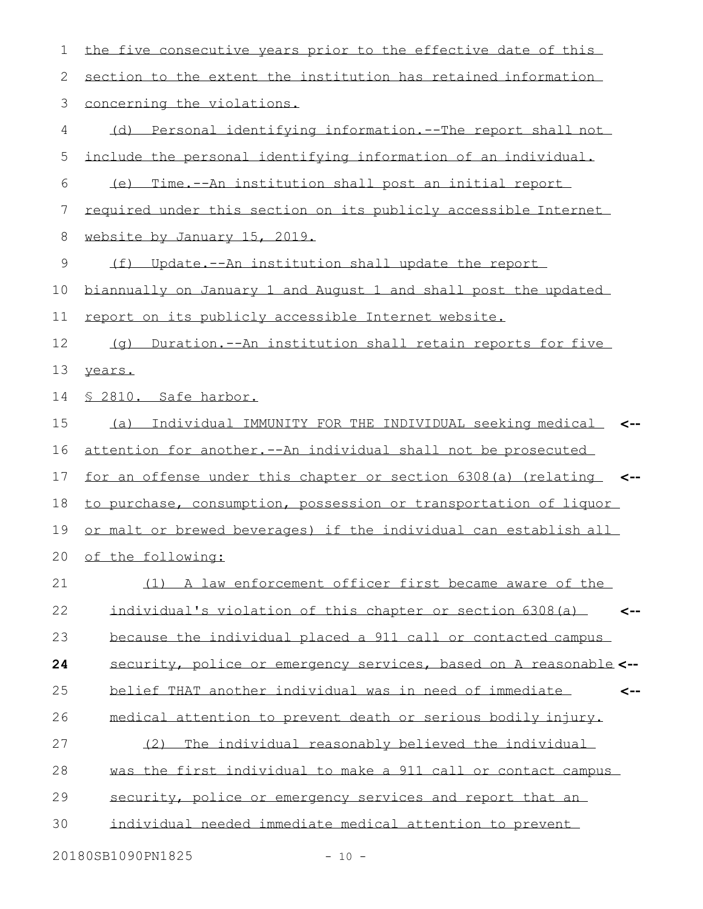the five consecutive years prior to the effective date of this section to the extent the institution has retained information concerning the violations.

(d) Personal identifying information.--The report shall not include the personal identifying information of an individual.

(e) Time.--An institution shall post an initial report required under this section on its publicly accessible Internet website by January 15, 2019.

(f) Update.--An institution shall update the report biannually on January 1 and August 1 and shall post the updated report on its publicly accessible Internet website.

(g) Duration.--An institution shall retain reports for five years.

§ 2810. Safe harbor.

(a) Individual IMMUNITY FOR THE INDIVIDUAL seeking medical attention for another.--An individual shall not be prosecuted for an offense under this chapter or section 6308(a) (relating to purchase, consumption, possession or transportation of liquor or malt or brewed beverages) if the individual can establish all of the following:

(1) A law enforcement officer first became aware of the individual's violation of this chapter or section 6308(a) because the individual placed a 911 call or contacted campus security, police or emergency services, based on A reasonable belief THAT another individual was in need of immediate medical attention to prevent death or serious bodily injury.

(2) The individual reasonably believed the individual was the first individual to make a 911 call or contact campus security, police or emergency services and report that an individual needed immediate medical attention to prevent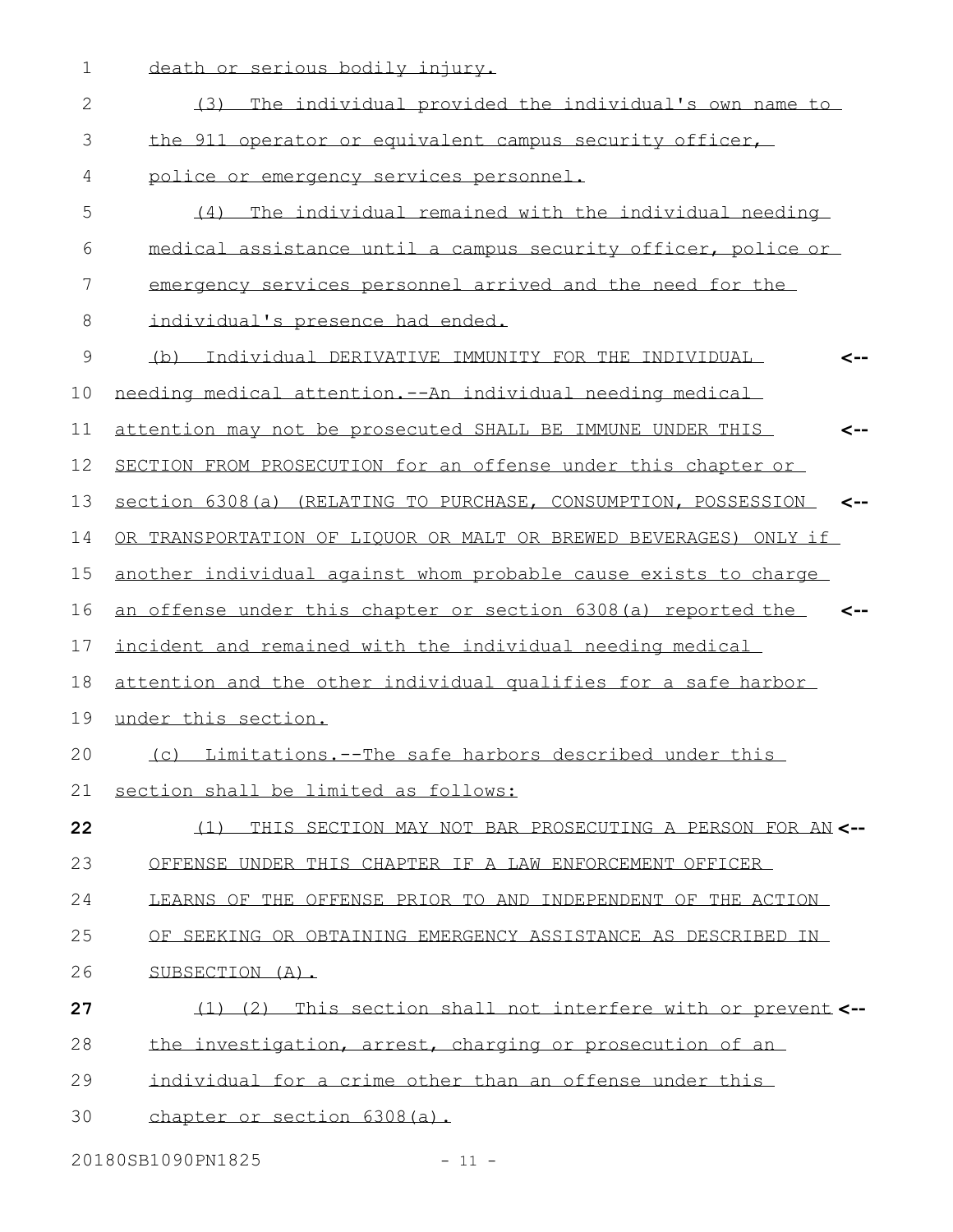death or serious bodily injury.

(3) The individual provided the individual's own name to the 911 operator or equivalent campus security officer, police or emergency services personnel.

(4) The individual remained with the individual needing medical assistance until a campus security officer, police or emergency services personnel arrived and the need for the individual's presence had ended.

(b) Individual DERIVATIVE IMMUNITY FOR THE INDIVIDUAL needing medical attention.--An individual needing medical attention may not be prosecuted SHALL BE IMMUNE UNDER THIS SECTION FROM PROSECUTION for an offense under this chapter or section 6308(a) (RELATING TO PURCHASE, CONSUMPTION, POSSESSION OR TRANSPORTATION OF LIQUOR OR MALT OR BREWED BEVERAGES) ONLY if another individual against whom probable cause exists to charge an offense under this chapter or section 6308(a) reported the incident and remained with the individual needing medical attention and the other individual qualifies for a safe harbor under this section.

(c) Limitations.--The safe harbors described under this section shall be limited as follows:

(1) THIS SECTION MAY NOT BAR PROSECUTING A PERSON FOR AN OFFENSE UNDER THIS CHAPTER IF A LAW ENFORCEMENT OFFICER LEARNS OF THE OFFENSE PRIOR TO AND INDEPENDENT OF THE ACTION OF SEEKING OR OBTAINING EMERGENCY ASSISTANCE AS DESCRIBED IN SUBSECTION (A).

(1) (2) This section shall not interfere with or prevent the investigation, arrest, charging or prosecution of an individual for a crime other than an offense under this chapter or section 6308(a).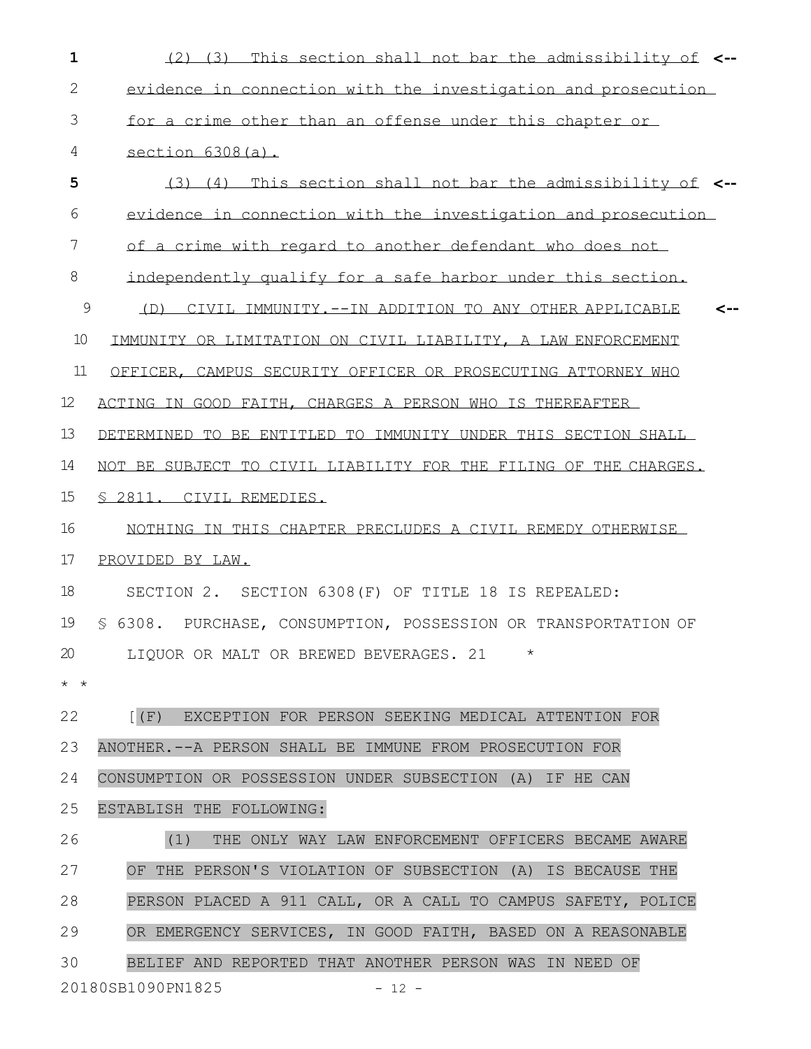(2) (3) This section shall not bar the admissibility of evidence in connection with the investigation and prosecution for a crime other than an offense under this chapter or section 6308(a).

(3) (4) This section shall not bar the admissibility of evidence in connection with the investigation and prosecution of a crime with regard to another defendant who does not independently qualify for a safe harbor under this section.

(D) CIVIL IMMUNITY.--IN ADDITION TO ANY OTHER APPLICABLE IMMUNITY OR LIMITATION ON CIVIL LIABILITY, A LAW ENFORCEMENT OFFICER, CAMPUS SECURITY OFFICER OR PROSECUTING ATTORNEY WHO ACTING IN GOOD FAITH, CHARGES A PERSON WHO IS THEREAFTER DETERMINED TO BE ENTITLED TO IMMUNITY UNDER THIS SECTION SHALL NOT BE SUBJECT TO CIVIL LIABILITY FOR THE FILING OF THE CHARGES.

§ 2811. CIVIL REMEDIES.

NOTHING IN THIS CHAPTER PRECLUDES A CIVIL REMEDY OTHERWISE PROVIDED BY LAW.

SECTION 2. SECTION 6308(F) OF TITLE 18 IS REPEALED:

§ 6308. PURCHASE, CONSUMPTION, POSSESSION OR TRANSPORTATION OF LIQUOR OR MALT OR BREWED BEVERAGES.

* * *

[(F) EXCEPTION FOR PERSON SEEKING MEDICAL ATTENTION FOR ANOTHER.--A PERSON SHALL BE IMMUNE FROM PROSECUTION FOR CONSUMPTION OR POSSESSION UNDER SUBSECTION (A) IF HE CAN ESTABLISH THE FOLLOWING:

(1) THE ONLY WAY LAW ENFORCEMENT OFFICERS BECAME AWARE OF THE PERSON'S VIOLATION OF SUBSECTION (A) IS BECAUSE THE PERSON PLACED A 911 CALL, OR A CALL TO CAMPUS SAFETY, POLICE OR EMERGENCY SERVICES, IN GOOD FAITH, BASED ON A REASONABLE BELIEF AND REPORTED THAT ANOTHER PERSON WAS IN NEED OF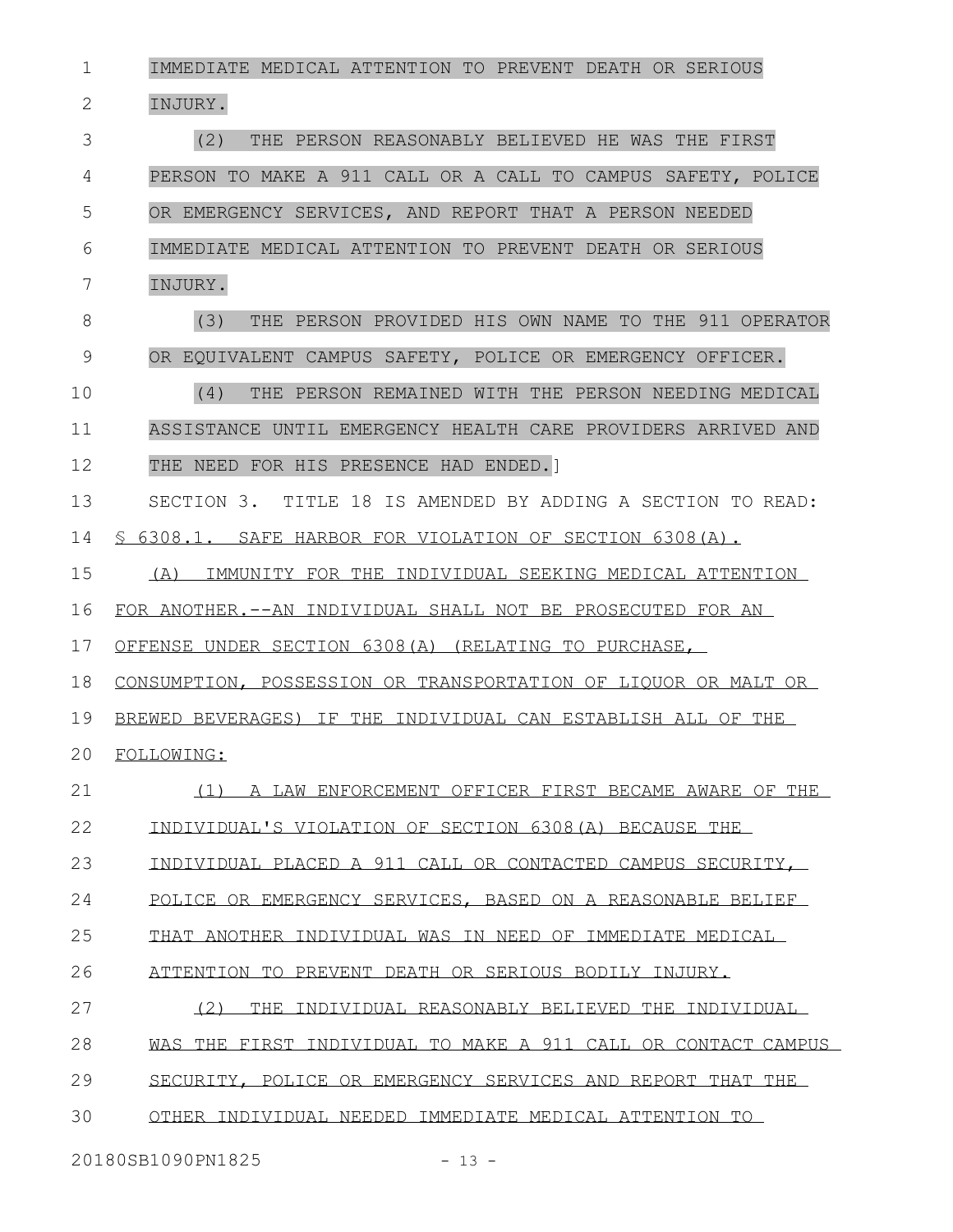IMMEDIATE MEDICAL ATTENTION TO PREVENT DEATH OR SERIOUS INJURY.

(2) THE PERSON REASONABLY BELIEVED HE WAS THE FIRST PERSON TO MAKE A 911 CALL OR A CALL TO CAMPUS SAFETY, POLICE OR EMERGENCY SERVICES, AND REPORT THAT A PERSON NEEDED IMMEDIATE MEDICAL ATTENTION TO PREVENT DEATH OR SERIOUS INJURY.

(3) THE PERSON PROVIDED HIS OWN NAME TO THE 911 OPERATOR OR EQUIVALENT CAMPUS SAFETY, POLICE OR EMERGENCY OFFICER.

(4) THE PERSON REMAINED WITH THE PERSON NEEDING MEDICAL ASSISTANCE UNTIL EMERGENCY HEALTH CARE PROVIDERS ARRIVED AND THE NEED FOR HIS PRESENCE HAD ENDED.]

SECTION 3. TITLE 18 IS AMENDED BY ADDING A SECTION TO READ:

§ 6308.1. SAFE HARBOR FOR VIOLATION OF SECTION 6308(A).

(A) IMMUNITY FOR THE INDIVIDUAL SEEKING MEDICAL ATTENTION FOR ANOTHER.--AN INDIVIDUAL SHALL NOT BE PROSECUTED FOR AN OFFENSE UNDER SECTION 6308(A) (RELATING TO PURCHASE, CONSUMPTION, POSSESSION OR TRANSPORTATION OF LIQUOR OR MALT OR BREWED BEVERAGES) IF THE INDIVIDUAL CAN ESTABLISH ALL OF THE FOLLOWING:

(1) A LAW ENFORCEMENT OFFICER FIRST BECAME AWARE OF THE INDIVIDUAL'S VIOLATION OF SECTION 6308(A) BECAUSE THE INDIVIDUAL PLACED A 911 CALL OR CONTACTED CAMPUS SECURITY, POLICE OR EMERGENCY SERVICES, BASED ON A REASONABLE BELIEF THAT ANOTHER INDIVIDUAL WAS IN NEED OF IMMEDIATE MEDICAL ATTENTION TO PREVENT DEATH OR SERIOUS BODILY INJURY.

(2) THE INDIVIDUAL REASONABLY BELIEVED THE INDIVIDUAL WAS THE FIRST INDIVIDUAL TO MAKE A 911 CALL OR CONTACT CAMPUS SECURITY, POLICE OR EMERGENCY SERVICES AND REPORT THAT THE OTHER INDIVIDUAL NEEDED IMMEDIATE MEDICAL ATTENTION TO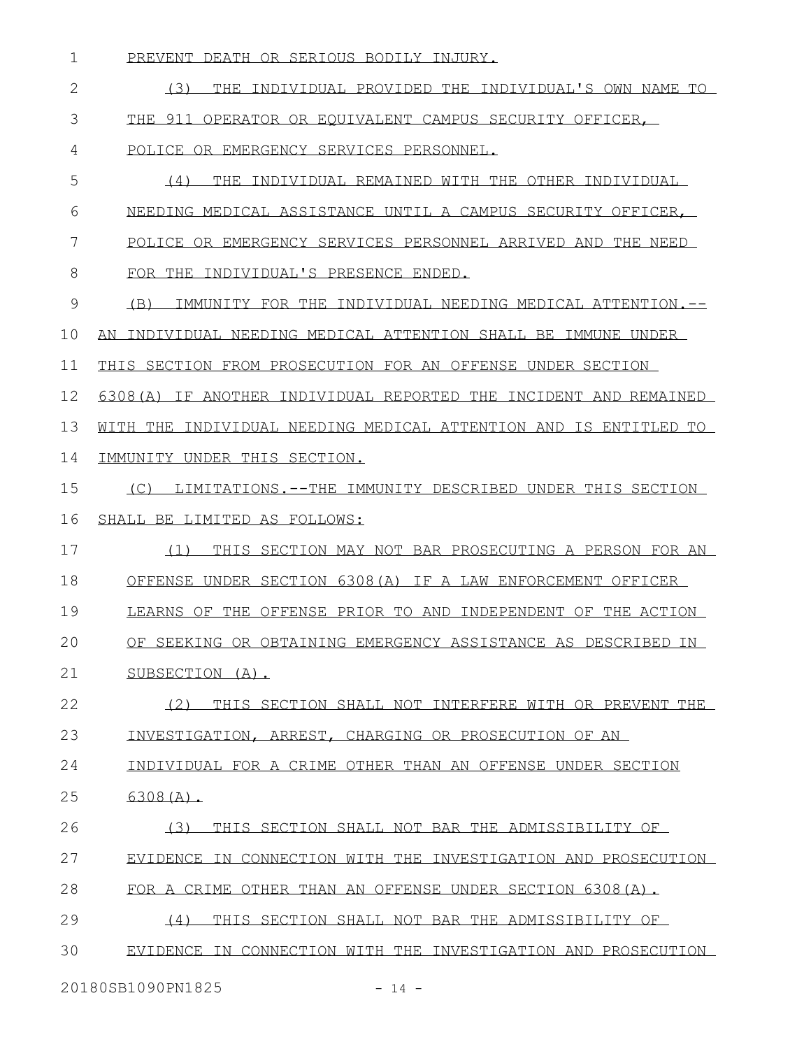PREVENT DEATH OR SERIOUS BODILY INJURY.

(3) THE INDIVIDUAL PROVIDED THE INDIVIDUAL'S OWN NAME TO THE 911 OPERATOR OR EQUIVALENT CAMPUS SECURITY OFFICER, POLICE OR EMERGENCY SERVICES PERSONNEL.

(4) THE INDIVIDUAL REMAINED WITH THE OTHER INDIVIDUAL NEEDING MEDICAL ASSISTANCE UNTIL A CAMPUS SECURITY OFFICER, POLICE OR EMERGENCY SERVICES PERSONNEL ARRIVED AND THE NEED FOR THE INDIVIDUAL'S PRESENCE ENDED.

(B) IMMUNITY FOR THE INDIVIDUAL NEEDING MEDICAL ATTENTION.--AN INDIVIDUAL NEEDING MEDICAL ATTENTION SHALL BE IMMUNE UNDER THIS SECTION FROM PROSECUTION FOR AN OFFENSE UNDER SECTION 6308(A) IF ANOTHER INDIVIDUAL REPORTED THE INCIDENT AND REMAINED WITH THE INDIVIDUAL NEEDING MEDICAL ATTENTION AND IS ENTITLED TO IMMUNITY UNDER THIS SECTION.

(C) LIMITATIONS.--THE IMMUNITY DESCRIBED UNDER THIS SECTION SHALL BE LIMITED AS FOLLOWS:

(1) THIS SECTION MAY NOT BAR PROSECUTING A PERSON FOR AN OFFENSE UNDER SECTION 6308(A) IF A LAW ENFORCEMENT OFFICER LEARNS OF THE OFFENSE PRIOR TO AND INDEPENDENT OF THE ACTION OF SEEKING OR OBTAINING EMERGENCY ASSISTANCE AS DESCRIBED IN SUBSECTION (A).

(2) THIS SECTION SHALL NOT INTERFERE WITH OR PREVENT THE INVESTIGATION, ARREST, CHARGING OR PROSECUTION OF AN INDIVIDUAL FOR A CRIME OTHER THAN AN OFFENSE UNDER SECTION 6308(A).

(3) THIS SECTION SHALL NOT BAR THE ADMISSIBILITY OF EVIDENCE IN CONNECTION WITH THE INVESTIGATION AND PROSECUTION FOR A CRIME OTHER THAN AN OFFENSE UNDER SECTION 6308(A).

(4) THIS SECTION SHALL NOT BAR THE ADMISSIBILITY OF EVIDENCE IN CONNECTION WITH THE INVESTIGATION AND PROSECUTION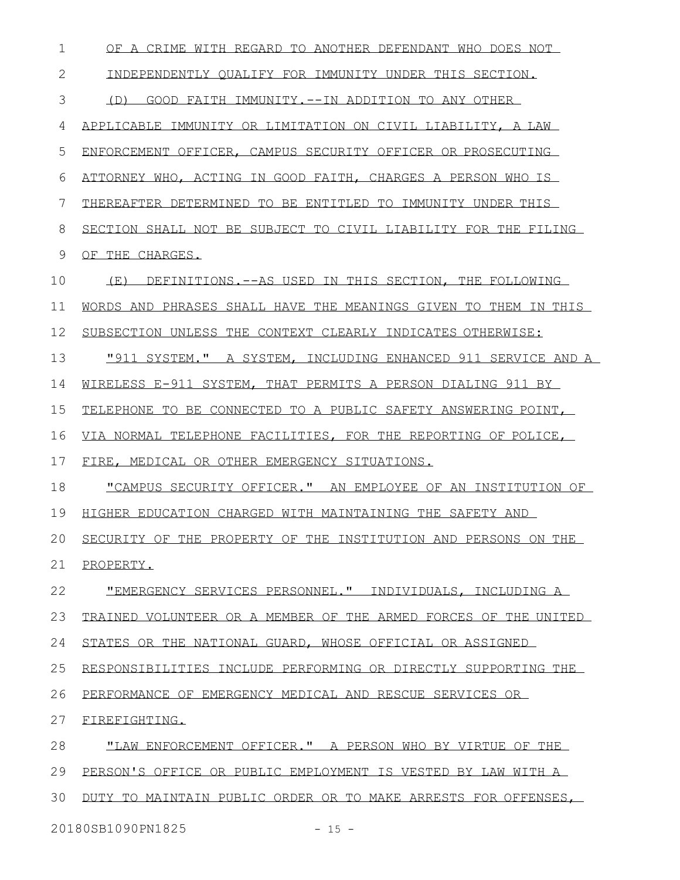OF A CRIME WITH REGARD TO ANOTHER DEFENDANT WHO DOES NOT INDEPENDENTLY QUALIFY FOR IMMUNITY UNDER THIS SECTION.

(D) GOOD FAITH IMMUNITY.--IN ADDITION TO ANY OTHER APPLICABLE IMMUNITY OR LIMITATION ON CIVIL LIABILITY, A LAW ENFORCEMENT OFFICER, CAMPUS SECURITY OFFICER OR PROSECUTING ATTORNEY WHO, ACTING IN GOOD FAITH, CHARGES A PERSON WHO IS THEREAFTER DETERMINED TO BE ENTITLED TO IMMUNITY UNDER THIS SECTION SHALL NOT BE SUBJECT TO CIVIL LIABILITY FOR THE FILING OF THE CHARGES.

(E) DEFINITIONS.--AS USED IN THIS SECTION, THE FOLLOWING WORDS AND PHRASES SHALL HAVE THE MEANINGS GIVEN TO THEM IN THIS SUBSECTION UNLESS THE CONTEXT CLEARLY INDICATES OTHERWISE:

"911 SYSTEM." A SYSTEM, INCLUDING ENHANCED 911 SERVICE AND A WIRELESS E-911 SYSTEM, THAT PERMITS A PERSON DIALING 911 BY TELEPHONE TO BE CONNECTED TO A PUBLIC SAFETY ANSWERING POINT, VIA NORMAL TELEPHONE FACILITIES, FOR THE REPORTING OF POLICE, FIRE, MEDICAL OR OTHER EMERGENCY SITUATIONS.

"CAMPUS SECURITY OFFICER." AN EMPLOYEE OF AN INSTITUTION OF HIGHER EDUCATION CHARGED WITH MAINTAINING THE SAFETY AND SECURITY OF THE PROPERTY OF THE INSTITUTION AND PERSONS ON THE PROPERTY.

"EMERGENCY SERVICES PERSONNEL." INDIVIDUALS, INCLUDING A TRAINED VOLUNTEER OR A MEMBER OF THE ARMED FORCES OF THE UNITED STATES OR THE NATIONAL GUARD, WHOSE OFFICIAL OR ASSIGNED RESPONSIBILITIES INCLUDE PERFORMING OR DIRECTLY SUPPORTING THE PERFORMANCE OF EMERGENCY MEDICAL AND RESCUE SERVICES OR FIREFIGHTING.

"LAW ENFORCEMENT OFFICER." A PERSON WHO BY VIRTUE OF THE PERSON'S OFFICE OR PUBLIC EMPLOYMENT IS VESTED BY LAW WITH A DUTY TO MAINTAIN PUBLIC ORDER OR TO MAKE ARRESTS FOR OFFENSES,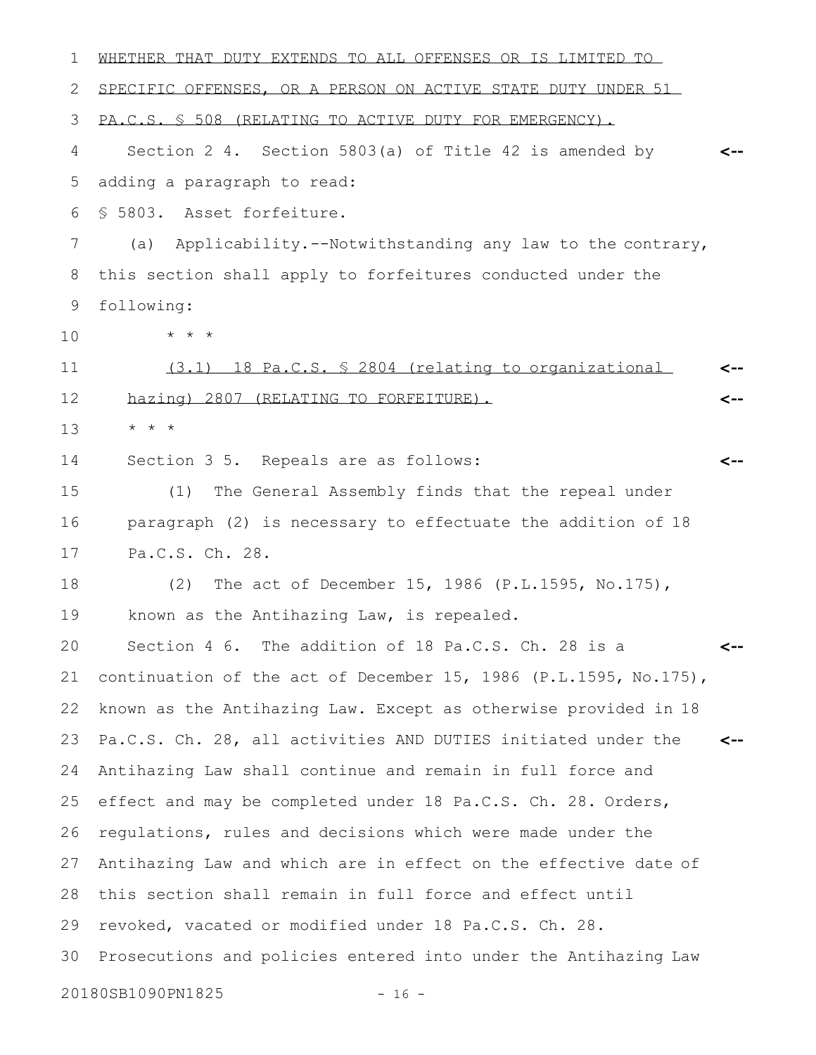WHETHER THAT DUTY EXTENDS TO ALL OFFENSES OR IS LIMITED TO SPECIFIC OFFENSES, OR A PERSON ON ACTIVE STATE DUTY UNDER 51 PA.C.S. § 508 (RELATING TO ACTIVE DUTY FOR EMERGENCY).

Section 2 4. Section 5803(a) of Title 42 is amended by adding a paragraph to read:

§ 5803. Asset forfeiture.

(a) Applicability.--Notwithstanding any law to the contrary, this section shall apply to forfeitures conducted under the following:

\* \* \*

(3.1) 18 Pa.C.S. § 2804 (relating to organizational hazing) 2807 (RELATING TO FORFEITURE).

\* \* \*

Section 3 5. Repeals are as follows:

(1) The General Assembly finds that the repeal under paragraph (2) is necessary to effectuate the addition of 18 Pa.C.S. Ch. 28.

(2) The act of December 15, 1986 (P.L.1595, No.175), known as the Antihazing Law, is repealed.

Section 4 6. The addition of 18 Pa.C.S. Ch. 28 is a continuation of the act of December 15, 1986 (P.L.1595, No.175), known as the Antihazing Law. Except as otherwise provided in 18 Pa.C.S. Ch. 28, all activities AND DUTIES initiated under the Antihazing Law shall continue and remain in full force and effect and may be completed under 18 Pa.C.S. Ch. 28. Orders, regulations, rules and decisions which were made under the Antihazing Law and which are in effect on the effective date of this section shall remain in full force and effect until revoked, vacated or modified under 18 Pa.C.S. Ch. 28. Prosecutions and policies entered into under the Antihazing Law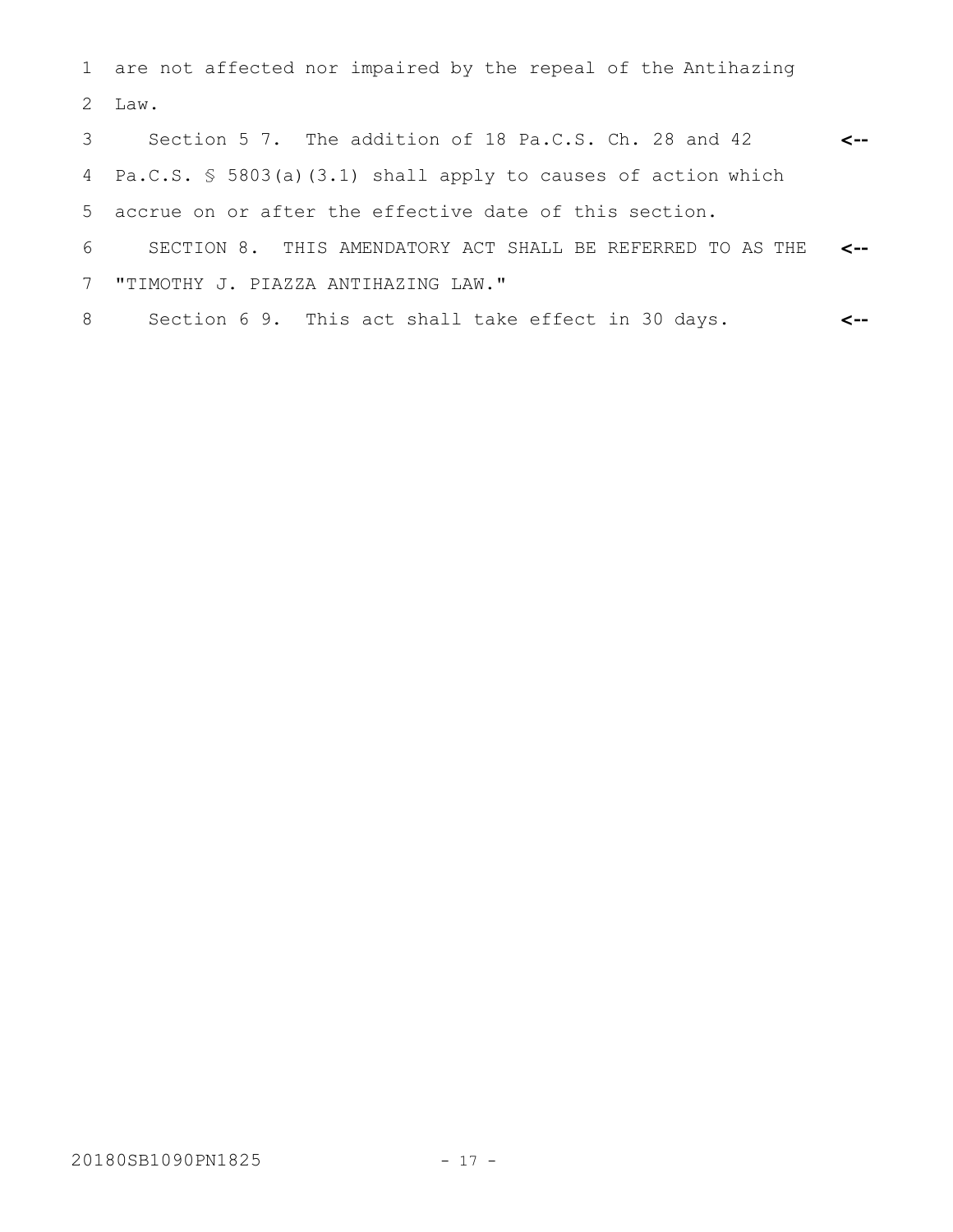are not affected nor impaired by the repeal of the Antihazing Law.

Section 5 7. The addition of 18 Pa.C.S. Ch. 28 and 42 Pa.C.S. § 5803(a)(3.1) shall apply to causes of action which accrue on or after the effective date of this section.

SECTION 8. THIS AMENDATORY ACT SHALL BE REFERRED TO AS THE "TIMOTHY J. PIAZZA ANTIHAZING LAW."

Section 6 9. This act shall take effect in 30 days.